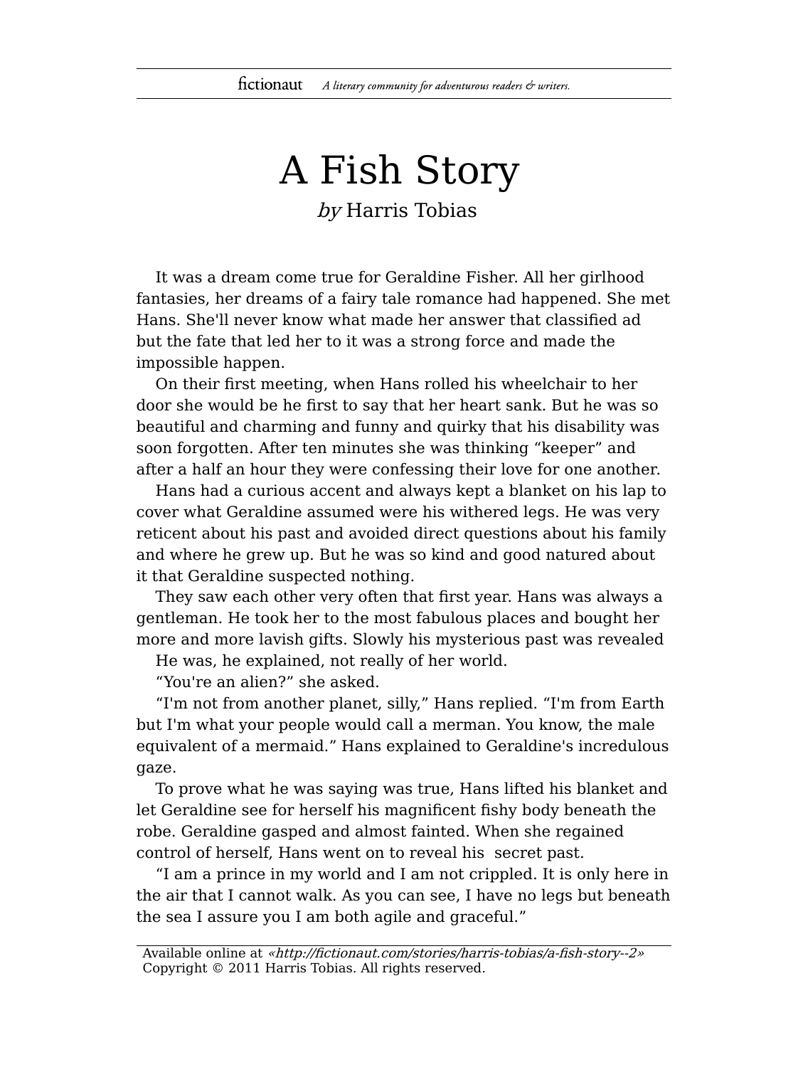# A Fish Story

*by* Harris Tobias

It was a dream come true for Geraldine Fisher. All her girlhood fantasies, her dreams of a fairy tale romance had happened. She met Hans. She'll never know what made her answer that classified ad but the fate that led her to it was a strong force and made the impossible happen.

On their first meeting, when Hans rolled his wheelchair to her door she would be he first to say that her heart sank. But he was so beautiful and charming and funny and quirky that his disability was soon forgotten. After ten minutes she was thinking "keeper" and after a half an hour they were confessing their love for one another.

Hans had a curious accent and always kept a blanket on his lap to cover what Geraldine assumed were his withered legs. He was very reticent about his past and avoided direct questions about his family and where he grew up. But he was so kind and good natured about it that Geraldine suspected nothing.

They saw each other very often that first year. Hans was always a gentleman. He took her to the most fabulous places and bought her more and more lavish gifts. Slowly his mysterious past was revealed

He was, he explained, not really of her world.

"You're an alien?" she asked.

"I'm not from another planet, silly," Hans replied. "I'm from Earth but I'm what your people would call a merman. You know, the male equivalent of a mermaid." Hans explained to Geraldine's incredulous gaze.

To prove what he was saying was true, Hans lifted his blanket and let Geraldine see for herself his magnificent fishy body beneath the robe. Geraldine gasped and almost fainted. When she regained control of herself, Hans went on to reveal his secret past.

"I am a prince in my world and I am not crippled. It is only here in the air that I cannot walk. As you can see, I have no legs but beneath the sea I assure you I am both agile and graceful."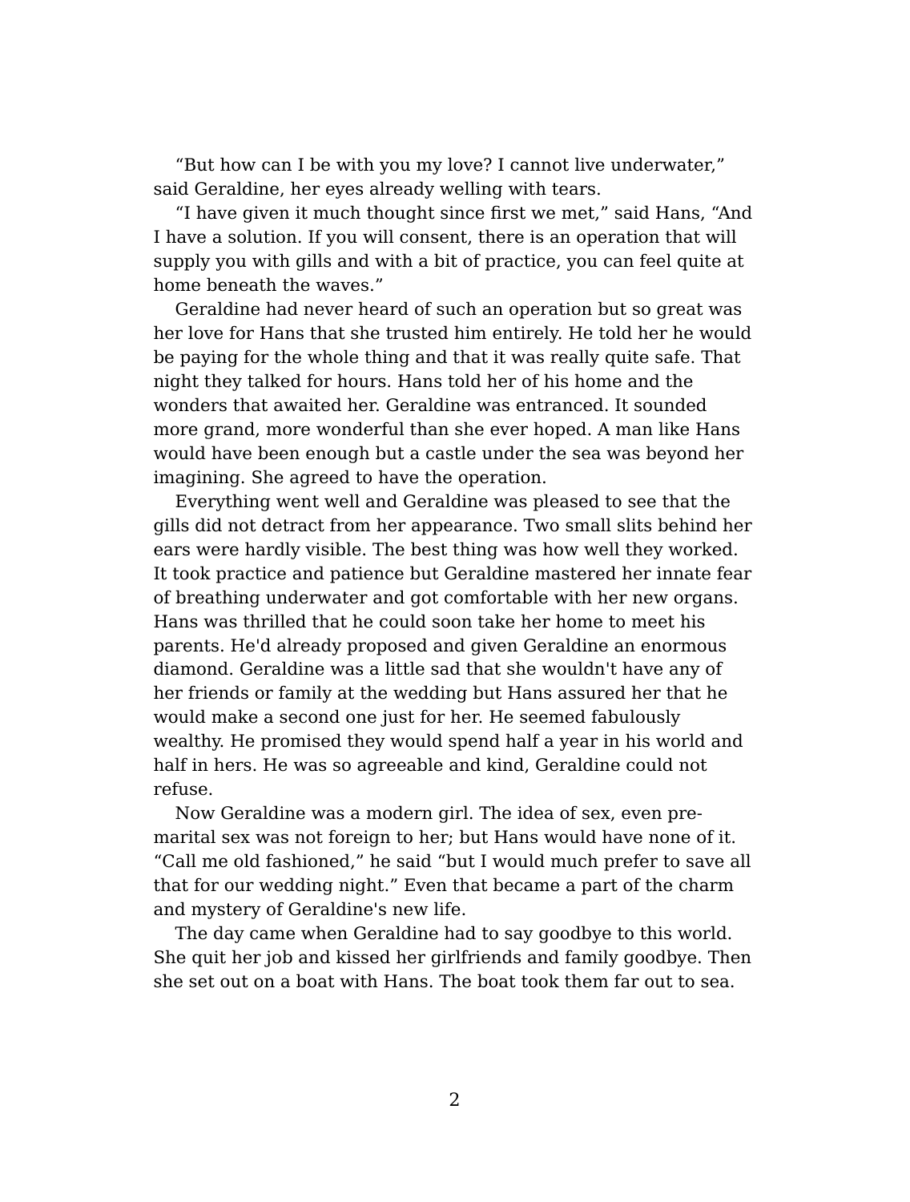"But how can I be with you my love? I cannot live underwater," said Geraldine, her eyes already welling with tears.

"I have given it much thought since first we met," said Hans, "And I have a solution. If you will consent, there is an operation that will supply you with gills and with a bit of practice, you can feel quite at home beneath the waves."

Geraldine had never heard of such an operation but so great was her love for Hans that she trusted him entirely. He told her he would be paying for the whole thing and that it was really quite safe. That night they talked for hours. Hans told her of his home and the wonders that awaited her. Geraldine was entranced. It sounded more grand, more wonderful than she ever hoped. A man like Hans would have been enough but a castle under the sea was beyond her imagining. She agreed to have the operation.

Everything went well and Geraldine was pleased to see that the gills did not detract from her appearance. Two small slits behind her ears were hardly visible. The best thing was how well they worked. It took practice and patience but Geraldine mastered her innate fear of breathing underwater and got comfortable with her new organs. Hans was thrilled that he could soon take her home to meet his parents. He'd already proposed and given Geraldine an enormous diamond. Geraldine was a little sad that she wouldn't have any of her friends or family at the wedding but Hans assured her that he would make a second one just for her. He seemed fabulously wealthy. He promised they would spend half a year in his world and half in hers. He was so agreeable and kind, Geraldine could not refuse.

Now Geraldine was a modern girl. The idea of sex, even pre-marital sex was not foreign to her; but Hans would have none of it. "Call me old fashioned," he said "but I would much prefer to save all that for our wedding night." Even that became a part of the charm and mystery of Geraldine's new life.

The day came when Geraldine had to say goodbye to this world. She quit her job and kissed her girlfriends and family goodbye. Then she set out on a boat with Hans. The boat took them far out to sea.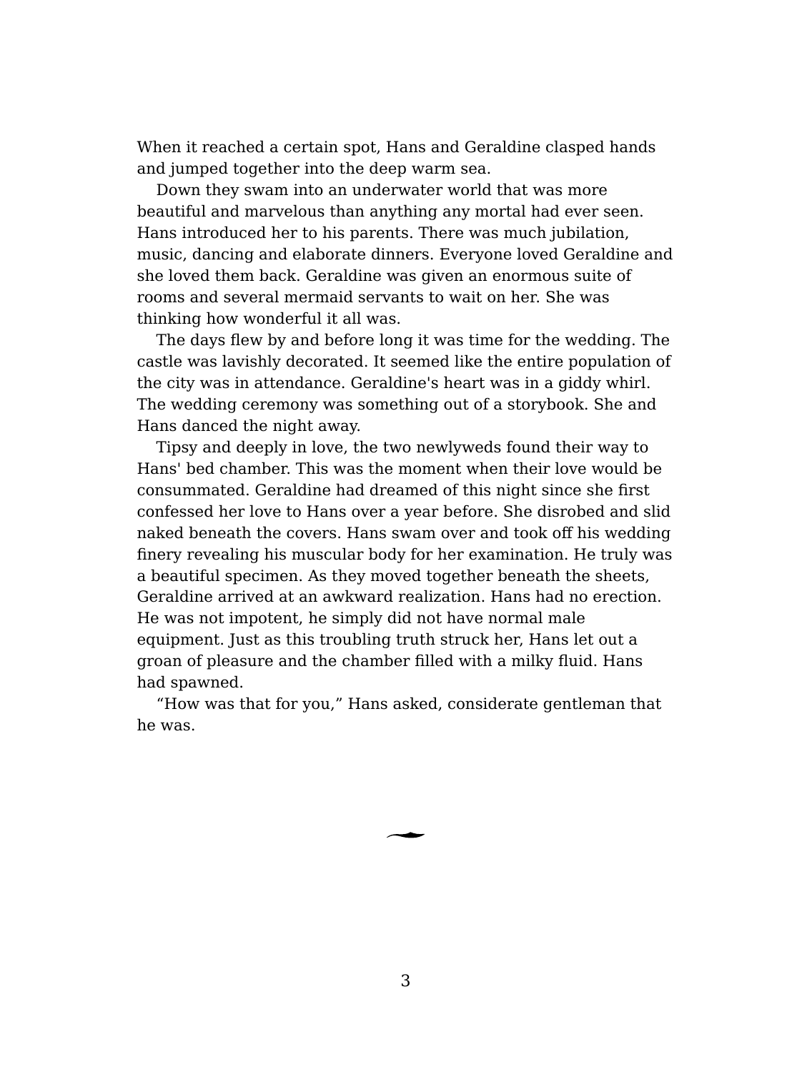When it reached a certain spot, Hans and Geraldine clasped hands and jumped together into the deep warm sea.

Down they swam into an underwater world that was more beautiful and marvelous than anything any mortal had ever seen. Hans introduced her to his parents. There was much jubilation, music, dancing and elaborate dinners. Everyone loved Geraldine and she loved them back. Geraldine was given an enormous suite of rooms and several mermaid servants to wait on her. She was thinking how wonderful it all was.

The days flew by and before long it was time for the wedding. The castle was lavishly decorated. It seemed like the entire population of the city was in attendance. Geraldine's heart was in a giddy whirl. The wedding ceremony was something out of a storybook. She and Hans danced the night away.

Tipsy and deeply in love, the two newlyweds found their way to Hans' bed chamber. This was the moment when their love would be consummated. Geraldine had dreamed of this night since she first confessed her love to Hans over a year before. She disrobed and slid naked beneath the covers. Hans swam over and took off his wedding finery revealing his muscular body for her examination. He truly was a beautiful specimen. As they moved together beneath the sheets, Geraldine arrived at an awkward realization. Hans had no erection. He was not impotent, he simply did not have normal male equipment. Just as this troubling truth struck her, Hans let out a groan of pleasure and the chamber filled with a milky fluid. Hans had spawned.

"How was that for you," Hans asked, considerate gentleman that he was.